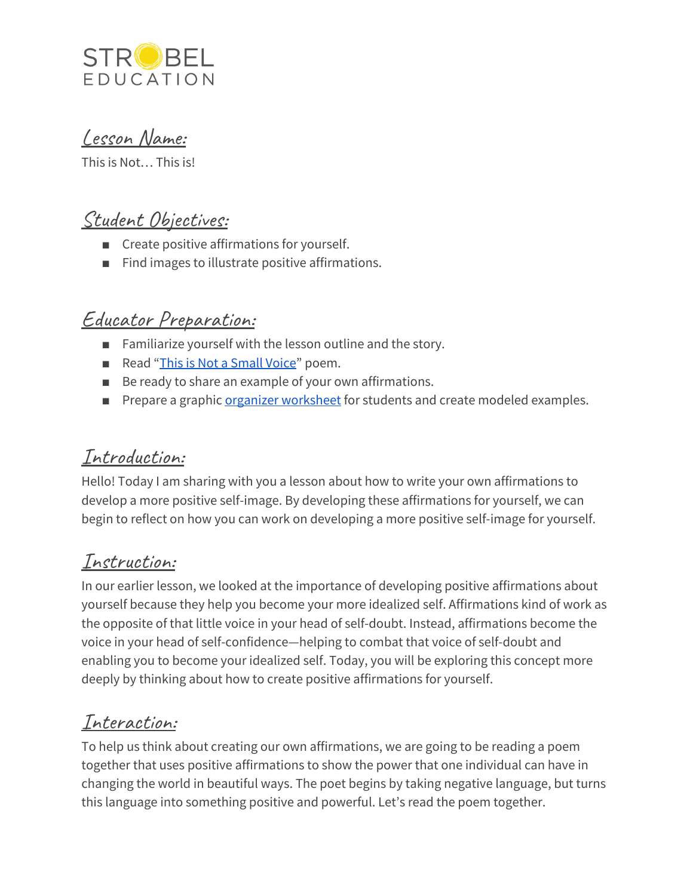STROBEL EDUCATION

## Lesson Name:

This is Not… This is!

## Student Objectives:

- Create positive affirmations for yourself.
- Find images to illustrate positive affirmations.

## Educator Preparation:

- Familiarize yourself with the lesson outline and the story.
- Read "This is Not a Small Voice" poem.
- Be ready to share an example of your own affirmations.
- Prepare a graphic organizer worksheet for students and create modeled examples.

## Introduction:

Hello! Today I am sharing with you a lesson about how to write your own affirmations to develop a more positive self-image. By developing these affirmations for yourself, we can begin to reflect on how you can work on developing a more positive self-image for yourself.

## Instruction:

In our earlier lesson, we looked at the importance of developing positive affirmations about yourself because they help you become your more idealized self. Affirmations kind of work as the opposite of that little voice in your head of self-doubt. Instead, affirmations become the voice in your head of self-confidence—helping to combat that voice of self-doubt and enabling you to become your idealized self. Today, you will be exploring this concept more deeply by thinking about how to create positive affirmations for yourself.

## Interaction:

To help us think about creating our own affirmations, we are going to be reading a poem together that uses positive affirmations to show the power that one individual can have in changing the world in beautiful ways. The poet begins by taking negative language, but turns this language into something positive and powerful. Let's read the poem together.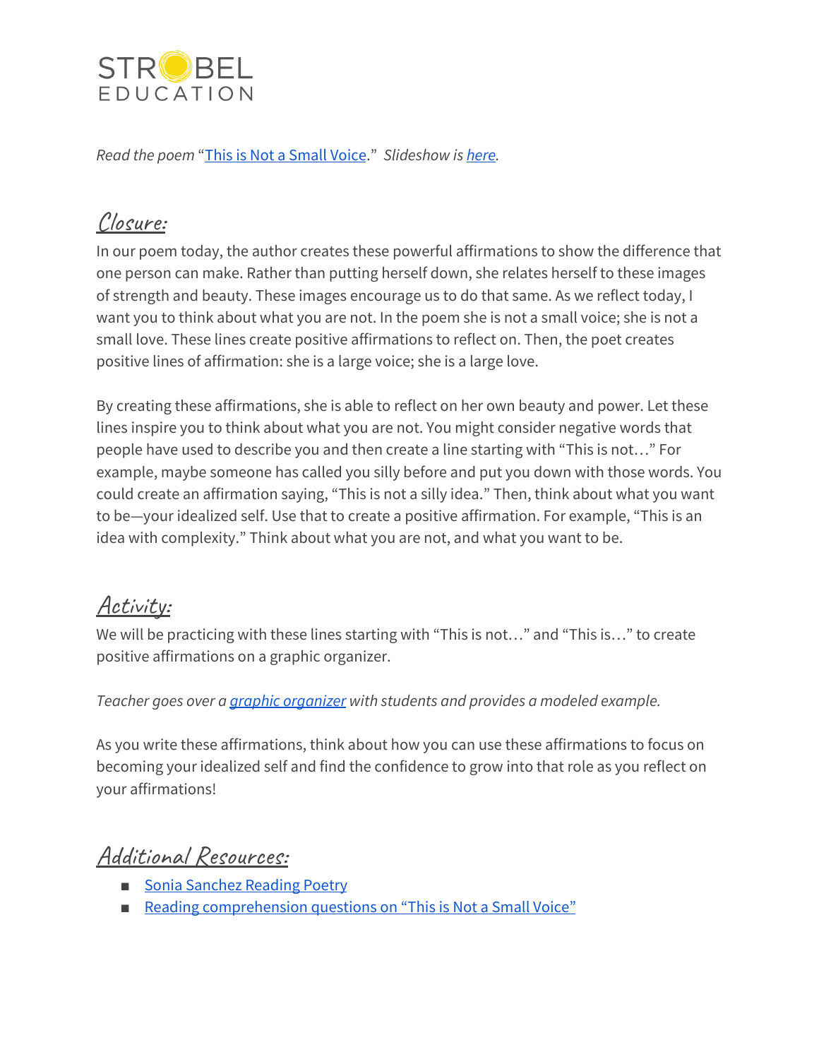*Read the poem "This is Not a Small Voice." Slideshow is here.*

## Closure:

In our poem today, the author creates these powerful affirmations to show the difference that one person can make. Rather than putting herself down, she relates herself to these images of strength and beauty. These images encourage us to do that same. As we reflect today, I want you to think about what you are not. In the poem she is not a small voice; she is not a small love. These lines create positive affirmations to reflect on. Then, the poet creates positive lines of affirmation: she is a large voice; she is a large love.

By creating these affirmations, she is able to reflect on her own beauty and power. Let these lines inspire you to think about what you are not. You might consider negative words that people have used to describe you and then create a line starting with "This is not…" For example, maybe someone has called you silly before and put you down with those words. You could create an affirmation saying, "This is not a silly idea." Then, think about what you want to be—your idealized self. Use that to create a positive affirmation. For example, "This is an idea with complexity." Think about what you are not, and what you want to be.

## Activity:

We will be practicing with these lines starting with "This is not…" and "This is…" to create positive affirmations on a graphic organizer.

*Teacher goes over a graphic organizer with students and provides a modeled example.*

As you write these affirmations, think about how you can use these affirmations to focus on becoming your idealized self and find the confidence to grow into that role as you reflect on your affirmations!

## Additional Resources:

- Sonia Sanchez Reading Poetry
- Reading comprehension questions on "This is Not a Small Voice"